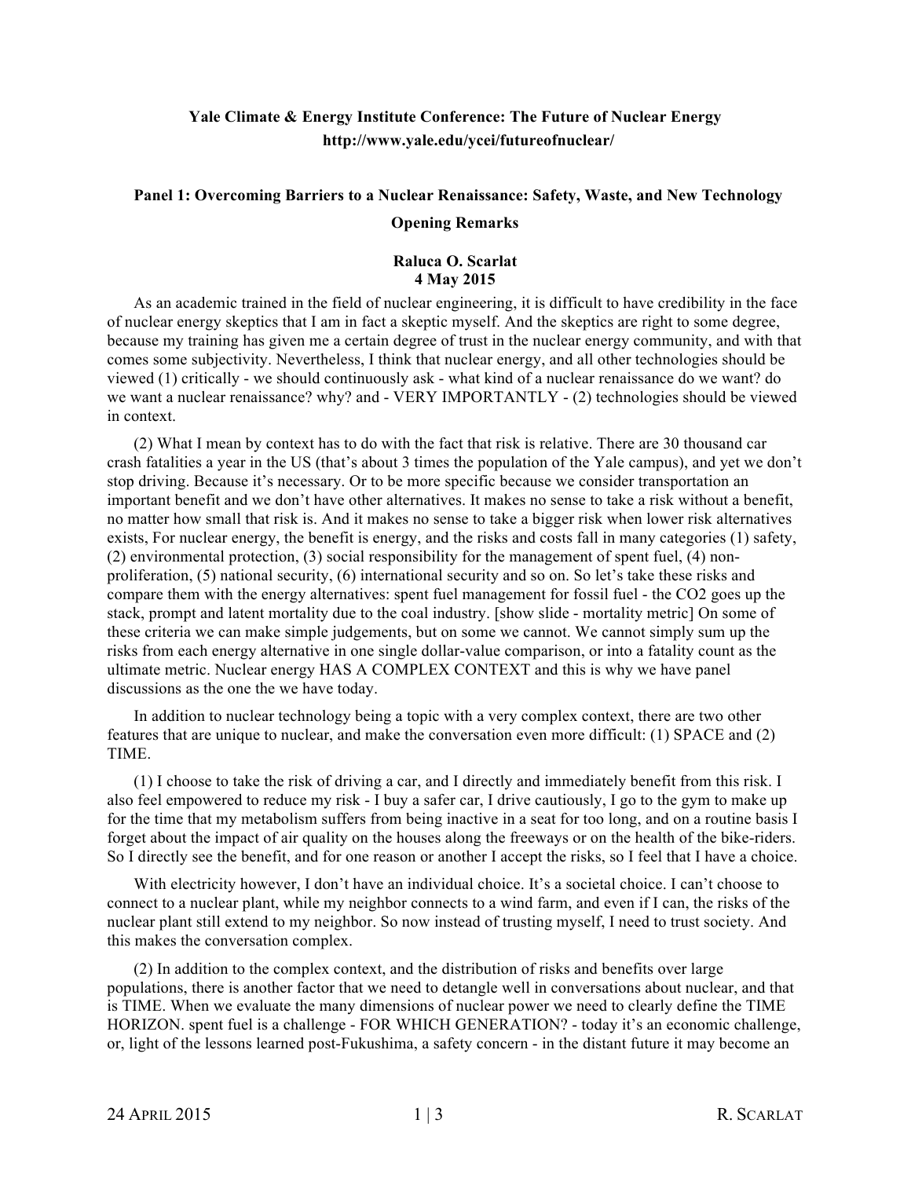**Yale Climate & Energy Institute Conference: The Future of Nuclear Energy**
**http://www.yale.edu/ycei/futureofnuclear/**

## Panel 1: Overcoming Barriers to a Nuclear Renaissance: Safety, Waste, and New Technology

### Opening Remarks

**Raluca O. Scarlat**
**4 May 2015**

As an academic trained in the field of nuclear engineering, it is difficult to have credibility in the face of nuclear energy skeptics that I am in fact a skeptic myself. And the skeptics are right to some degree, because my training has given me a certain degree of trust in the nuclear energy community, and with that comes some subjectivity. Nevertheless, I think that nuclear energy, and all other technologies should be viewed (1) critically - we should continuously ask - what kind of a nuclear renaissance do we want? do we want a nuclear renaissance? why? and - VERY IMPORTANTLY - (2) technologies should be viewed in context.

(2) What I mean by context has to do with the fact that risk is relative. There are 30 thousand car crash fatalities a year in the US (that's about 3 times the population of the Yale campus), and yet we don't stop driving. Because it's necessary. Or to be more specific because we consider transportation an important benefit and we don't have other alternatives. It makes no sense to take a risk without a benefit, no matter how small that risk is. And it makes no sense to take a bigger risk when lower risk alternatives exists, For nuclear energy, the benefit is energy, and the risks and costs fall in many categories (1) safety, (2) environmental protection, (3) social responsibility for the management of spent fuel, (4) non-proliferation, (5) national security, (6) international security and so on. So let's take these risks and compare them with the energy alternatives: spent fuel management for fossil fuel - the $CO_2$ goes up the stack, prompt and latent mortality due to the coal industry. [show slide - mortality metric] On some of these criteria we can make simple judgements, but on some we cannot. We cannot simply sum up the risks from each energy alternative in one single dollar-value comparison, or into a fatality count as the ultimate metric. Nuclear energy HAS A COMPLEX CONTEXT and this is why we have panel discussions as the one the we have today.

In addition to nuclear technology being a topic with a very complex context, there are two other features that are unique to nuclear, and make the conversation even more difficult: (1) SPACE and (2) TIME.

(1) I choose to take the risk of driving a car, and I directly and immediately benefit from this risk. I also feel empowered to reduce my risk - I buy a safer car, I drive cautiously, I go to the gym to make up for the time that my metabolism suffers from being inactive in a seat for too long, and on a routine basis I forget about the impact of air quality on the houses along the freeways or on the health of the bike-riders. So I directly see the benefit, and for one reason or another I accept the risks, so I feel that I have a choice.

With electricity however, I don't have an individual choice. It's a societal choice. I can't choose to connect to a nuclear plant, while my neighbor connects to a wind farm, and even if I can, the risks of the nuclear plant still extend to my neighbor. So now instead of trusting myself, I need to trust society. And this makes the conversation complex.

(2) In addition to the complex context, and the distribution of risks and benefits over large populations, there is another factor that we need to detangle well in conversations about nuclear, and that is TIME. When we evaluate the many dimensions of nuclear power we need to clearly define the TIME HORIZON. spent fuel is a challenge - FOR WHICH GENERATION? - today it's an economic challenge, or, light of the lessons learned post-Fukushima, a safety concern - in the distant future it may become an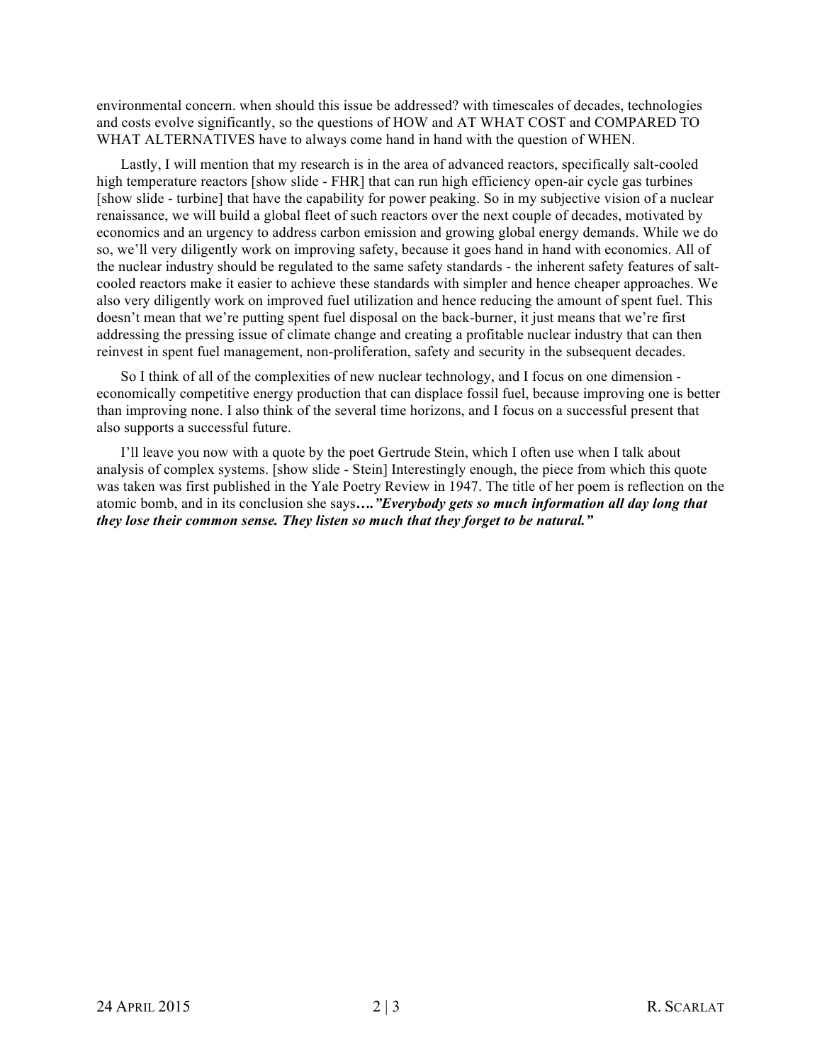environmental concern. when should this issue be addressed? with timescales of decades, technologies and costs evolve significantly, so the questions of HOW and AT WHAT COST and COMPARED TO WHAT ALTERNATIVES have to always come hand in hand with the question of WHEN.

Lastly, I will mention that my research is in the area of advanced reactors, specifically salt-cooled high temperature reactors [show slide - FHR] that can run high efficiency open-air cycle gas turbines [show slide - turbine] that have the capability for power peaking. So in my subjective vision of a nuclear renaissance, we will build a global fleet of such reactors over the next couple of decades, motivated by economics and an urgency to address carbon emission and growing global energy demands. While we do so, we'll very diligently work on improving safety, because it goes hand in hand with economics. All of the nuclear industry should be regulated to the same safety standards - the inherent safety features of salt-cooled reactors make it easier to achieve these standards with simpler and hence cheaper approaches. We also very diligently work on improved fuel utilization and hence reducing the amount of spent fuel. This doesn't mean that we're putting spent fuel disposal on the back-burner, it just means that we're first addressing the pressing issue of climate change and creating a profitable nuclear industry that can then reinvest in spent fuel management, non-proliferation, safety and security in the subsequent decades.

So I think of all of the complexities of new nuclear technology, and I focus on one dimension - economically competitive energy production that can displace fossil fuel, because improving one is better than improving none. I also think of the several time horizons, and I focus on a successful present that also supports a successful future.

I'll leave you now with a quote by the poet Gertrude Stein, which I often use when I talk about analysis of complex systems. [show slide - Stein] Interestingly enough, the piece from which this quote was taken was first published in the Yale Poetry Review in 1947. The title of her poem is reflection on the atomic bomb, and in its conclusion she says***…."Everybody gets so much information all day long that they lose their common sense. They listen so much that they forget to be natural."***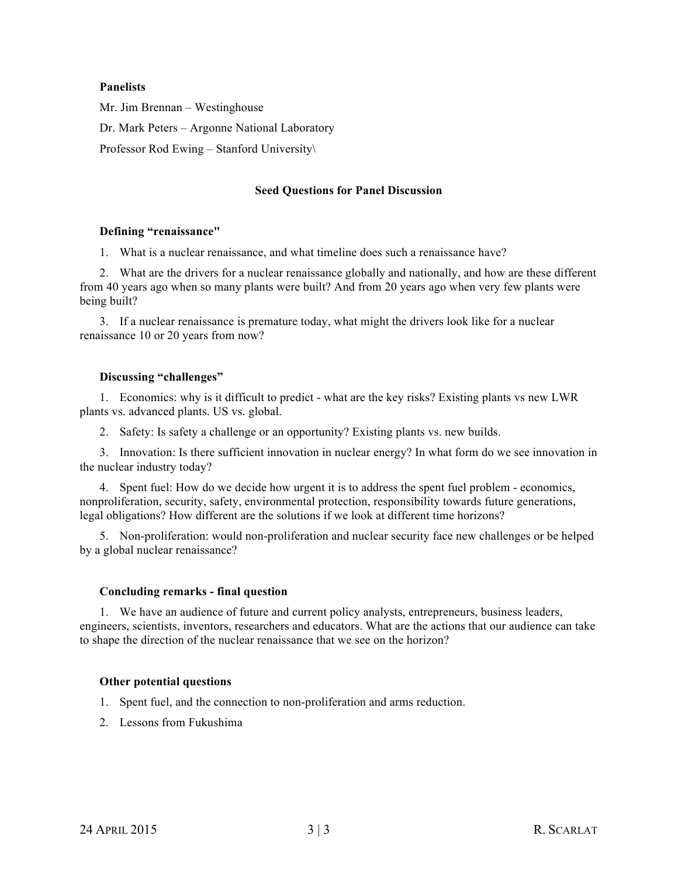**Panelists**

Mr. Jim Brennan – Westinghouse

Dr. Mark Peters – Argonne National Laboratory

Professor Rod Ewing – Stanford University\

**Seed Questions for Panel Discussion**

**Defining "renaissance"**

1. What is a nuclear renaissance, and what timeline does such a renaissance have?

2. What are the drivers for a nuclear renaissance globally and nationally, and how are these different from 40 years ago when so many plants were built? And from 20 years ago when very few plants were being built?

3. If a nuclear renaissance is premature today, what might the drivers look like for a nuclear renaissance 10 or 20 years from now?

**Discussing "challenges"**

1. Economics: why is it difficult to predict - what are the key risks? Existing plants vs new LWR plants vs. advanced plants. US vs. global.

2. Safety: Is safety a challenge or an opportunity? Existing plants vs. new builds.

3. Innovation: Is there sufficient innovation in nuclear energy? In what form do we see innovation in the nuclear industry today?

4. Spent fuel: How do we decide how urgent it is to address the spent fuel problem - economics, nonproliferation, security, safety, environmental protection, responsibility towards future generations, legal obligations? How different are the solutions if we look at different time horizons?

5. Non-proliferation: would non-proliferation and nuclear security face new challenges or be helped by a global nuclear renaissance?

**Concluding remarks - final question**

1. We have an audience of future and current policy analysts, entrepreneurs, business leaders, engineers, scientists, inventors, researchers and educators. What are the actions that our audience can take to shape the direction of the nuclear renaissance that we see on the horizon?

**Other potential questions**

1. Spent fuel, and the connection to non-proliferation and arms reduction.

2. Lessons from Fukushima